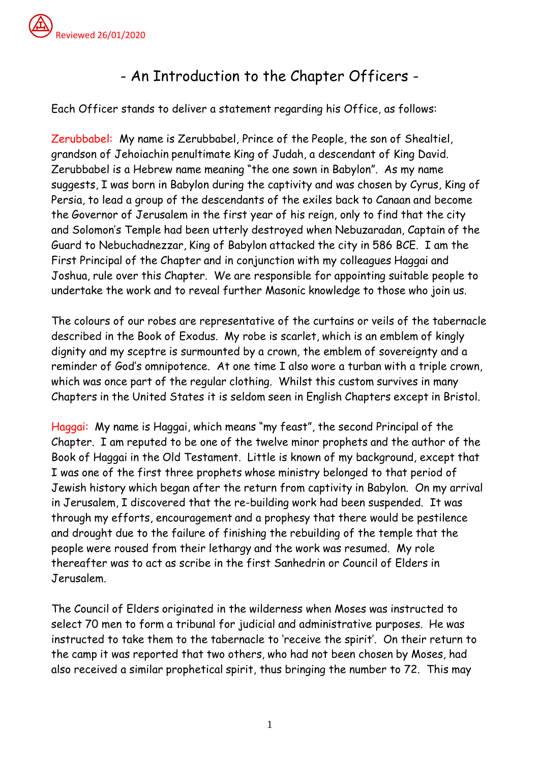Reviewed 26/01/2020

# - An Introduction to the Chapter Officers -

Each Officer stands to deliver a statement regarding his Office, as follows:

Zerubbabel: My name is Zerubbabel, Prince of the People, the son of Shealtiel, grandson of Jehoiachin penultimate King of Judah, a descendant of King David. Zerubbabel is a Hebrew name meaning "the one sown in Babylon". As my name suggests, I was born in Babylon during the captivity and was chosen by Cyrus, King of Persia, to lead a group of the descendants of the exiles back to Canaan and become the Governor of Jerusalem in the first year of his reign, only to find that the city and Solomon's Temple had been utterly destroyed when Nebuzaradan, Captain of the Guard to Nebuchadnezzar, King of Babylon attacked the city in 586 BCE. I am the First Principal of the Chapter and in conjunction with my colleagues Haggai and Joshua, rule over this Chapter. We are responsible for appointing suitable people to undertake the work and to reveal further Masonic knowledge to those who join us.

The colours of our robes are representative of the curtains or veils of the tabernacle described in the Book of Exodus. My robe is scarlet, which is an emblem of kingly dignity and my sceptre is surmounted by a crown, the emblem of sovereignty and a reminder of God's omnipotence. At one time I also wore a turban with a triple crown, which was once part of the regular clothing. Whilst this custom survives in many Chapters in the United States it is seldom seen in English Chapters except in Bristol.

Haggai: My name is Haggai, which means "my feast", the second Principal of the Chapter. I am reputed to be one of the twelve minor prophets and the author of the Book of Haggai in the Old Testament. Little is known of my background, except that I was one of the first three prophets whose ministry belonged to that period of Jewish history which began after the return from captivity in Babylon. On my arrival in Jerusalem, I discovered that the re-building work had been suspended. It was through my efforts, encouragement and a prophesy that there would be pestilence and drought due to the failure of finishing the rebuilding of the temple that the people were roused from their lethargy and the work was resumed. My role thereafter was to act as scribe in the first Sanhedrin or Council of Elders in Jerusalem.

The Council of Elders originated in the wilderness when Moses was instructed to select 70 men to form a tribunal for judicial and administrative purposes. He was instructed to take them to the tabernacle to 'receive the spirit'. On their return to the camp it was reported that two others, who had not been chosen by Moses, had also received a similar prophetical spirit, thus bringing the number to 72. This may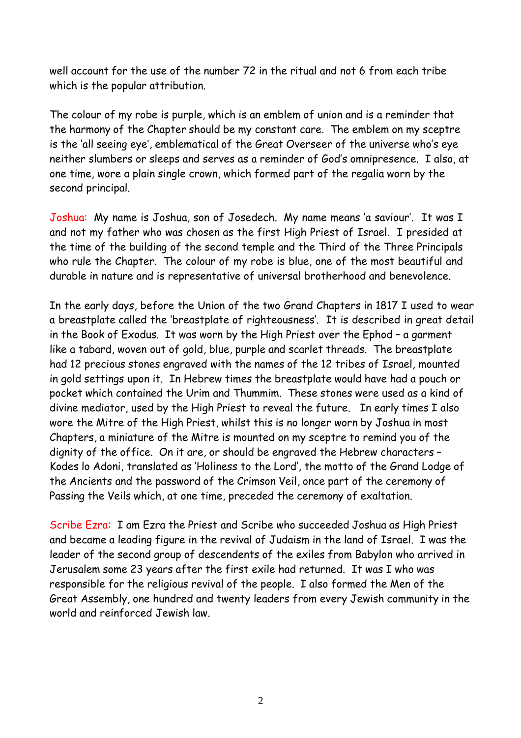well account for the use of the number 72 in the ritual and not 6 from each tribe which is the popular attribution.

The colour of my robe is purple, which is an emblem of union and is a reminder that the harmony of the Chapter should be my constant care. The emblem on my sceptre is the 'all seeing eye', emblematical of the Great Overseer of the universe who's eye neither slumbers or sleeps and serves as a reminder of God's omnipresence. I also, at one time, wore a plain single crown, which formed part of the regalia worn by the second principal.

Joshua: My name is Joshua, son of Josedech. My name means 'a saviour'. It was I and not my father who was chosen as the first High Priest of Israel. I presided at the time of the building of the second temple and the Third of the Three Principals who rule the Chapter. The colour of my robe is blue, one of the most beautiful and durable in nature and is representative of universal brotherhood and benevolence.

In the early days, before the Union of the two Grand Chapters in 1817 I used to wear a breastplate called the 'breastplate of righteousness'. It is described in great detail in the Book of Exodus. It was worn by the High Priest over the Ephod – a garment like a tabard, woven out of gold, blue, purple and scarlet threads. The breastplate had 12 precious stones engraved with the names of the 12 tribes of Israel, mounted in gold settings upon it. In Hebrew times the breastplate would have had a pouch or pocket which contained the Urim and Thummim. These stones were used as a kind of divine mediator, used by the High Priest to reveal the future. In early times I also wore the Mitre of the High Priest, whilst this is no longer worn by Joshua in most Chapters, a miniature of the Mitre is mounted on my sceptre to remind you of the dignity of the office. On it are, or should be engraved the Hebrew characters – Kodes lo Adoni, translated as 'Holiness to the Lord', the motto of the Grand Lodge of the Ancients and the password of the Crimson Veil, once part of the ceremony of Passing the Veils which, at one time, preceded the ceremony of exaltation.

Scribe Ezra: I am Ezra the Priest and Scribe who succeeded Joshua as High Priest and became a leading figure in the revival of Judaism in the land of Israel. I was the leader of the second group of descendents of the exiles from Babylon who arrived in Jerusalem some 23 years after the first exile had returned. It was I who was responsible for the religious revival of the people. I also formed the Men of the Great Assembly, one hundred and twenty leaders from every Jewish community in the world and reinforced Jewish law.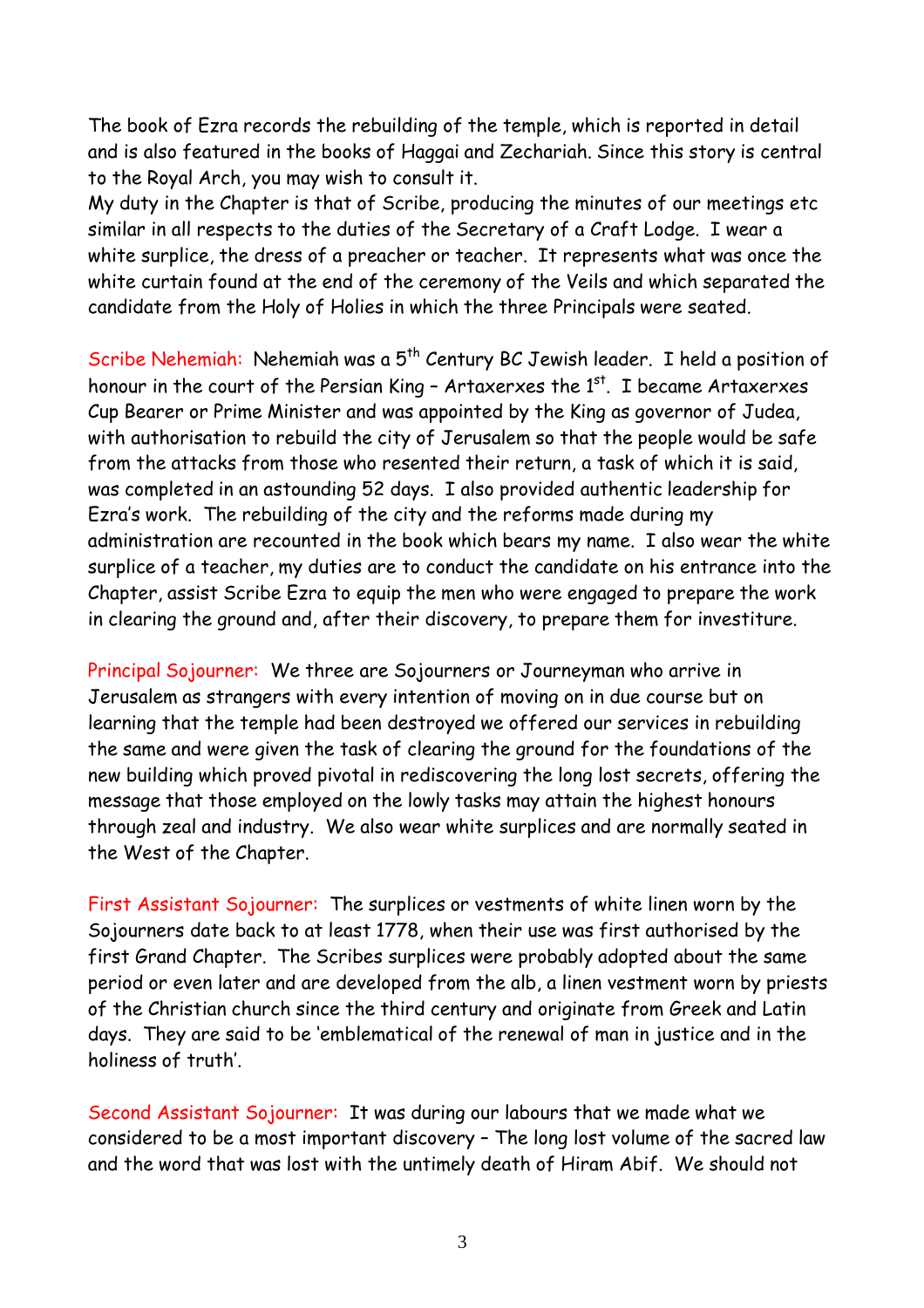The book of Ezra records the rebuilding of the temple, which is reported in detail and is also featured in the books of Haggai and Zechariah. Since this story is central to the Royal Arch, you may wish to consult it.
My duty in the Chapter is that of Scribe, producing the minutes of our meetings etc similar in all respects to the duties of the Secretary of a Craft Lodge. I wear a white surplice, the dress of a preacher or teacher. It represents what was once the white curtain found at the end of the ceremony of the Veils and which separated the candidate from the Holy of Holies in which the three Principals were seated.

Scribe Nehemiah: Nehemiah was a 5th Century BC Jewish leader. I held a position of honour in the court of the Persian King – Artaxerxes the 1st. I became Artaxerxes Cup Bearer or Prime Minister and was appointed by the King as governor of Judea, with authorisation to rebuild the city of Jerusalem so that the people would be safe from the attacks from those who resented their return, a task of which it is said, was completed in an astounding 52 days. I also provided authentic leadership for Ezra's work. The rebuilding of the city and the reforms made during my administration are recounted in the book which bears my name. I also wear the white surplice of a teacher, my duties are to conduct the candidate on his entrance into the Chapter, assist Scribe Ezra to equip the men who were engaged to prepare the work in clearing the ground and, after their discovery, to prepare them for investiture.

Principal Sojourner: We three are Sojourners or Journeyman who arrive in Jerusalem as strangers with every intention of moving on in due course but on learning that the temple had been destroyed we offered our services in rebuilding the same and were given the task of clearing the ground for the foundations of the new building which proved pivotal in rediscovering the long lost secrets, offering the message that those employed on the lowly tasks may attain the highest honours through zeal and industry. We also wear white surplices and are normally seated in the West of the Chapter.

First Assistant Sojourner: The surplices or vestments of white linen worn by the Sojourners date back to at least 1778, when their use was first authorised by the first Grand Chapter. The Scribes surplices were probably adopted about the same period or even later and are developed from the alb, a linen vestment worn by priests of the Christian church since the third century and originate from Greek and Latin days. They are said to be 'emblematical of the renewal of man in justice and in the holiness of truth'.

Second Assistant Sojourner: It was during our labours that we made what we considered to be a most important discovery – The long lost volume of the sacred law and the word that was lost with the untimely death of Hiram Abif. We should not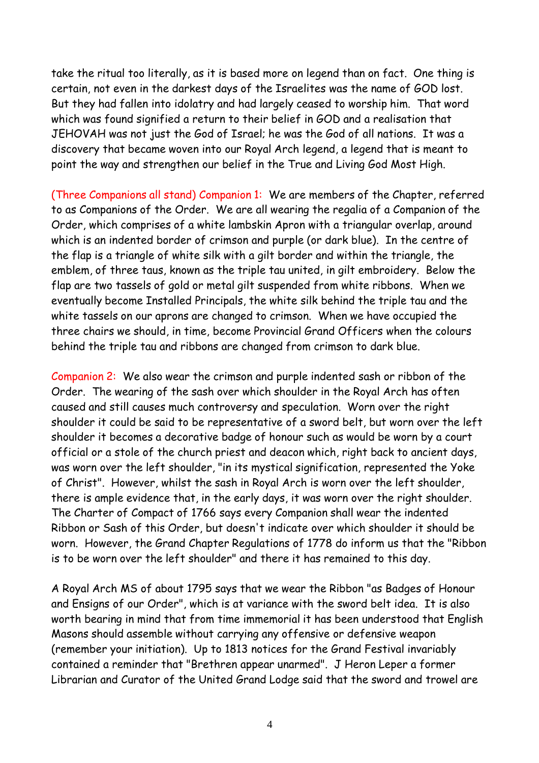take the ritual too literally, as it is based more on legend than on fact. One thing is certain, not even in the darkest days of the Israelites was the name of GOD lost. But they had fallen into idolatry and had largely ceased to worship him. That word which was found signified a return to their belief in GOD and a realisation that JEHOVAH was not just the God of Israel; he was the God of all nations. It was a discovery that became woven into our Royal Arch legend, a legend that is meant to point the way and strengthen our belief in the True and Living God Most High.

(Three Companions all stand) Companion 1: We are members of the Chapter, referred to as Companions of the Order. We are all wearing the regalia of a Companion of the Order, which comprises of a white lambskin Apron with a triangular overlap, around which is an indented border of crimson and purple (or dark blue). In the centre of the flap is a triangle of white silk with a gilt border and within the triangle, the emblem, of three taus, known as the triple tau united, in gilt embroidery. Below the flap are two tassels of gold or metal gilt suspended from white ribbons. When we eventually become Installed Principals, the white silk behind the triple tau and the white tassels on our aprons are changed to crimson. When we have occupied the three chairs we should, in time, become Provincial Grand Officers when the colours behind the triple tau and ribbons are changed from crimson to dark blue.

Companion 2: We also wear the crimson and purple indented sash or ribbon of the Order. The wearing of the sash over which shoulder in the Royal Arch has often caused and still causes much controversy and speculation. Worn over the right shoulder it could be said to be representative of a sword belt, but worn over the left shoulder it becomes a decorative badge of honour such as would be worn by a court official or a stole of the church priest and deacon which, right back to ancient days, was worn over the left shoulder, "in its mystical signification, represented the Yoke of Christ". However, whilst the sash in Royal Arch is worn over the left shoulder, there is ample evidence that, in the early days, it was worn over the right shoulder. The Charter of Compact of 1766 says every Companion shall wear the indented Ribbon or Sash of this Order, but doesn't indicate over which shoulder it should be worn. However, the Grand Chapter Regulations of 1778 do inform us that the "Ribbon is to be worn over the left shoulder" and there it has remained to this day.

A Royal Arch MS of about 1795 says that we wear the Ribbon "as Badges of Honour and Ensigns of our Order", which is at variance with the sword belt idea. It is also worth bearing in mind that from time immemorial it has been understood that English Masons should assemble without carrying any offensive or defensive weapon (remember your initiation). Up to 1813 notices for the Grand Festival invariably contained a reminder that "Brethren appear unarmed". J Heron Leper a former Librarian and Curator of the United Grand Lodge said that the sword and trowel are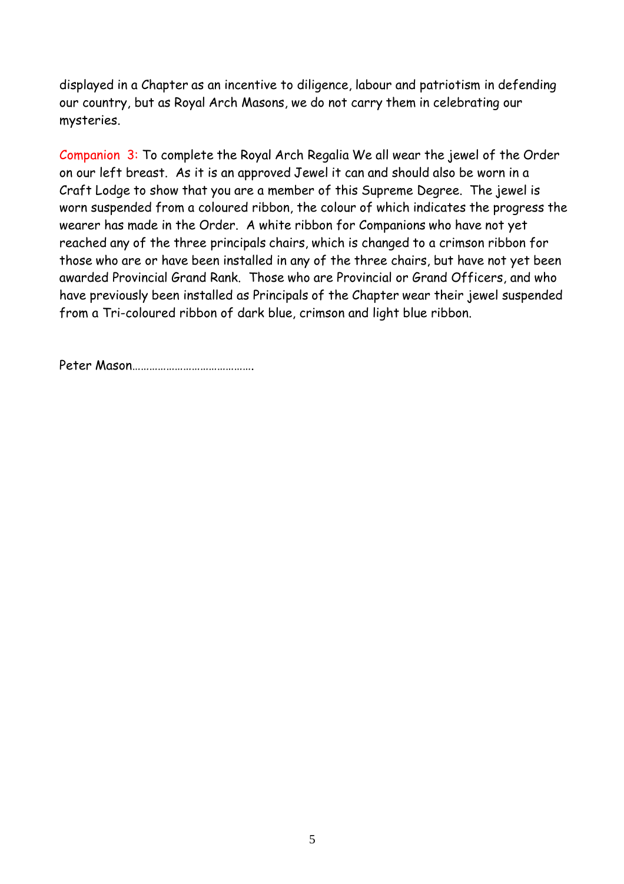displayed in a Chapter as an incentive to diligence, labour and patriotism in defending our country, but as Royal Arch Masons, we do not carry them in celebrating our mysteries.

Companion 3: To complete the Royal Arch Regalia We all wear the jewel of the Order on our left breast. As it is an approved Jewel it can and should also be worn in a Craft Lodge to show that you are a member of this Supreme Degree. The jewel is worn suspended from a coloured ribbon, the colour of which indicates the progress the wearer has made in the Order. A white ribbon for Companions who have not yet reached any of the three principals chairs, which is changed to a crimson ribbon for those who are or have been installed in any of the three chairs, but have not yet been awarded Provincial Grand Rank. Those who are Provincial or Grand Officers, and who have previously been installed as Principals of the Chapter wear their jewel suspended from a Tri-coloured ribbon of dark blue, crimson and light blue ribbon.

Peter Mason…………………………………….